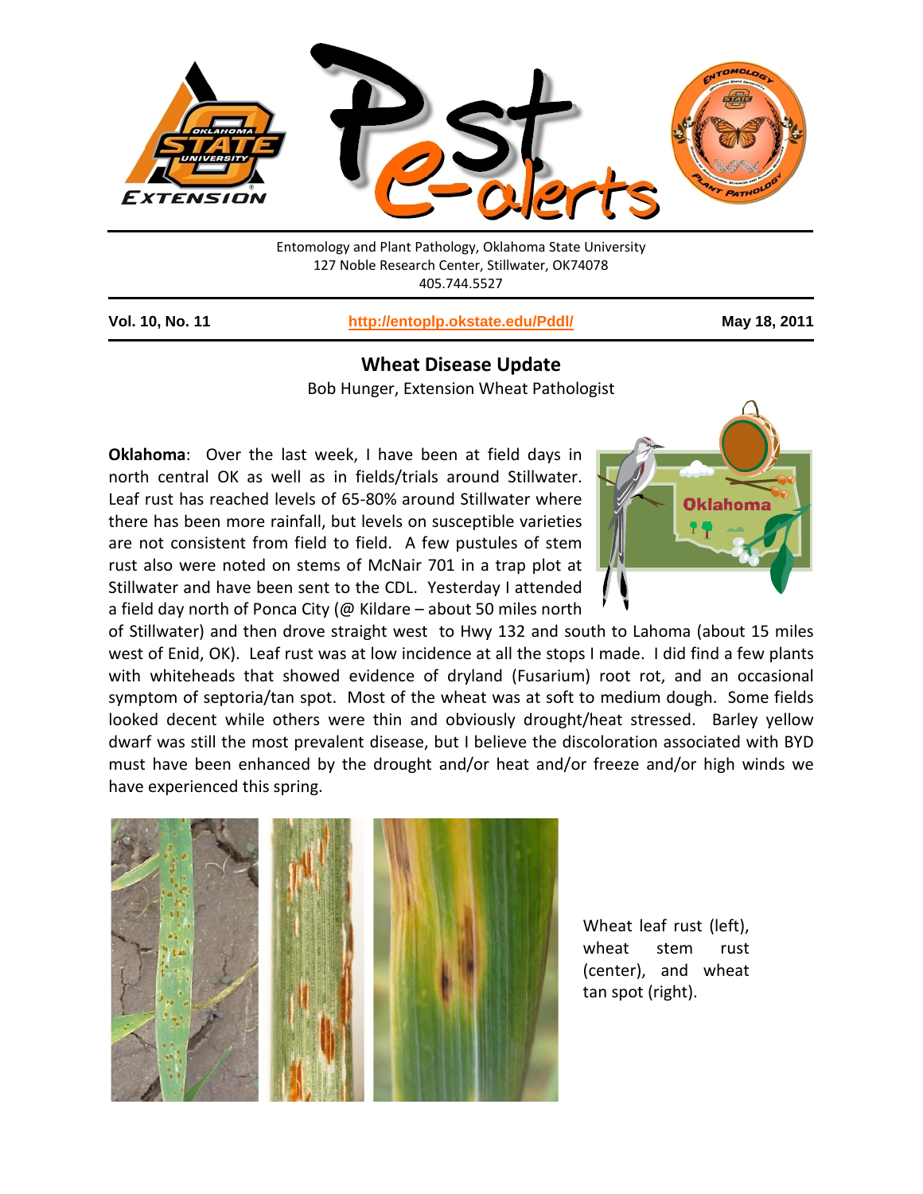Entomology and Plant Pathology, Oklahoma State University
127 Noble Research Center, Stillwater, OK74078
405.744.5527

**Vol. 10, No. 11** | **http://entoplp.okstate.edu/Pddl/** | **May 18, 2011**

## Wheat Disease Update

Bob Hunger, Extension Wheat Pathologist

**Oklahoma**: Over the last week, I have been at field days in north central OK as well as in fields/trials around Stillwater. Leaf rust has reached levels of 65-80% around Stillwater where there has been more rainfall, but levels on susceptible varieties are not consistent from field to field. A few pustules of stem rust also were noted on stems of McNair 701 in a trap plot at Stillwater and have been sent to the CDL. Yesterday I attended a field day north of Ponca City (@ Kildare – about 50 miles north of Stillwater) and then drove straight west to Hwy 132 and south to Lahoma (about 15 miles west of Enid, OK). Leaf rust was at low incidence at all the stops I made. I did find a few plants with whiteheads that showed evidence of dryland (Fusarium) root rot, and an occasional symptom of septoria/tan spot. Most of the wheat was at soft to medium dough. Some fields looked decent while others were thin and obviously drought/heat stressed. Barley yellow dwarf was still the most prevalent disease, but I believe the discoloration associated with BYD must have been enhanced by the drought and/or heat and/or freeze and/or high winds we have experienced this spring.

Wheat leaf rust (left), wheat stem rust (center), and wheat tan spot (right).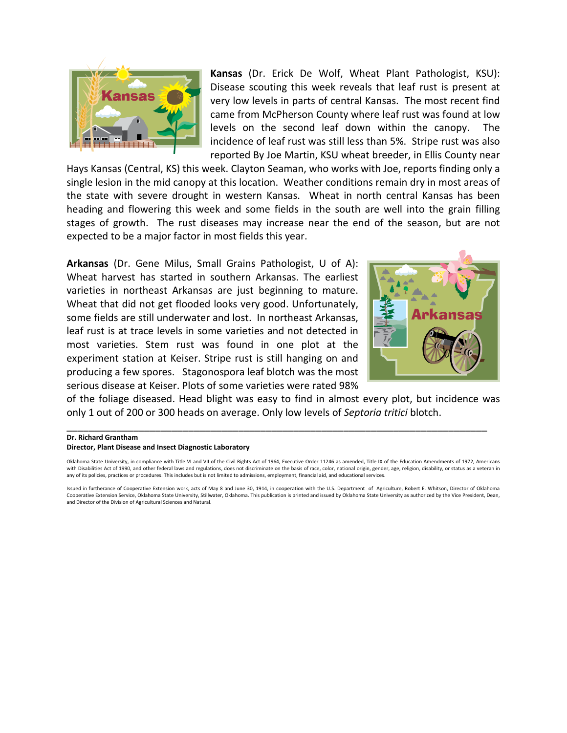**Kansas** (Dr. Erick De Wolf, Wheat Plant Pathologist, KSU): Disease scouting this week reveals that leaf rust is present at very low levels in parts of central Kansas. The most recent find came from McPherson County where leaf rust was found at low levels on the second leaf down within the canopy. The incidence of leaf rust was still less than 5%. Stripe rust was also reported By Joe Martin, KSU wheat breeder, in Ellis County near Hays Kansas (Central, KS) this week. Clayton Seaman, who works with Joe, reports finding only a single lesion in the mid canopy at this location. Weather conditions remain dry in most areas of the state with severe drought in western Kansas. Wheat in north central Kansas has been heading and flowering this week and some fields in the south are well into the grain filling stages of growth. The rust diseases may increase near the end of the season, but are not expected to be a major factor in most fields this year.

**Arkansas** (Dr. Gene Milus, Small Grains Pathologist, U of A): Wheat harvest has started in southern Arkansas. The earliest varieties in northeast Arkansas are just beginning to mature. Wheat that did not get flooded looks very good. Unfortunately, some fields are still underwater and lost. In northeast Arkansas, leaf rust is at trace levels in some varieties and not detected in most varieties. Stem rust was found in one plot at the experiment station at Keiser. Stripe rust is still hanging on and producing a few spores. Stagonospora leaf blotch was the most serious disease at Keiser. Plots of some varieties were rated 98% of the foliage diseased. Head blight was easy to find in almost every plot, but incidence was only 1 out of 200 or 300 heads on average. Only low levels of *Septoria tritici* blotch.

---

**Dr. Richard Grantham**
**Director, Plant Disease and Insect Diagnostic Laboratory**

Oklahoma State University, in compliance with Title VI and VII of the Civil Rights Act of 1964, Executive Order 11246 as amended, Title IX of the Education Amendments of 1972, Americans with Disabilities Act of 1990, and other federal laws and regulations, does not discriminate on the basis of race, color, national origin, gender, age, religion, disability, or status as a veteran in any of its policies, practices or procedures. This includes but is not limited to admissions, employment, financial aid, and educational services.

Issued in furtherance of Cooperative Extension work, acts of May 8 and June 30, 1914, in cooperation with the U.S. Department of Agriculture, Robert E. Whitson, Director of Oklahoma Cooperative Extension Service, Oklahoma State University, Stillwater, Oklahoma. This publication is printed and issued by Oklahoma State University as authorized by the Vice President, Dean, and Director of the Division of Agricultural Sciences and Natural.